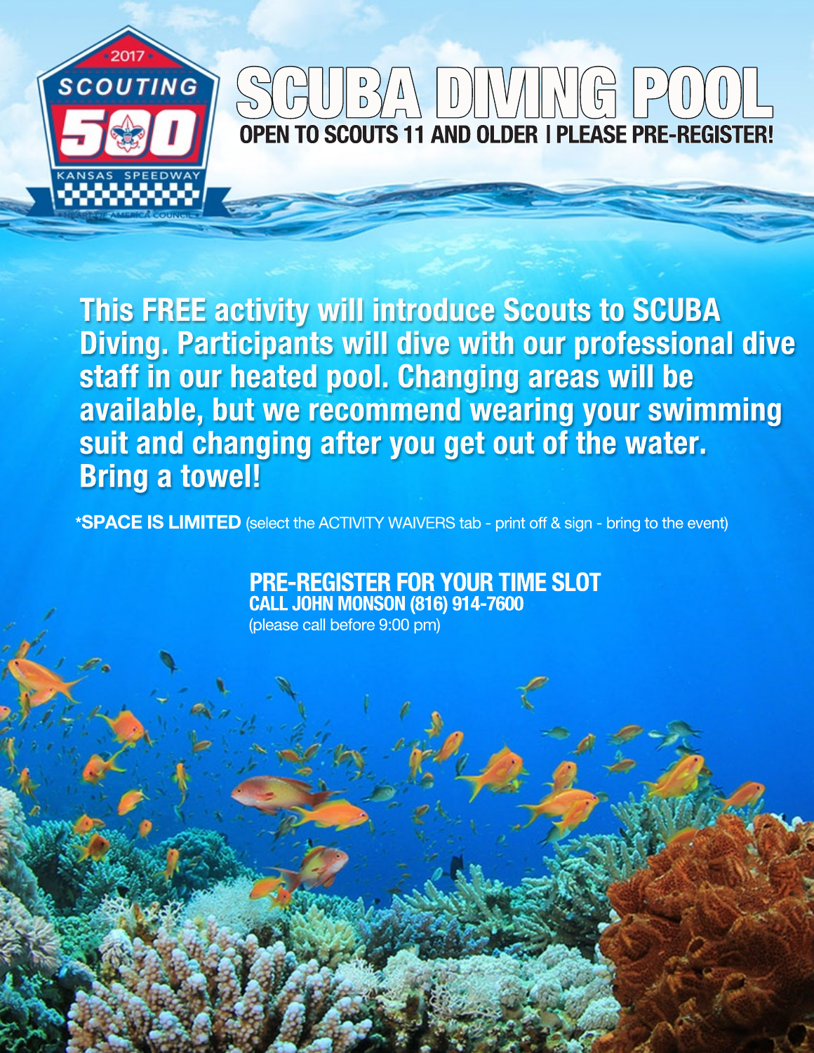# SCUBA DIVING POOL

**OPEN TO SCOUTS 11 AND OLDER | PLEASE PRE-REGISTER!**

**This FREE activity will introduce Scouts to SCUBA Diving. Participants will dive with our professional dive staff in our heated pool. Changing areas will be available, but we recommend wearing your swimming suit and changing after you get out of the water. Bring a towel!**

***SPACE IS LIMITED** (select the ACTIVITY WAIVERS tab - print off & sign - bring to the event)

**PRE-REGISTER FOR YOUR TIME SLOT**
**CALL JOHN MONSON (816) 914-7600**
(please call before 9:00 pm)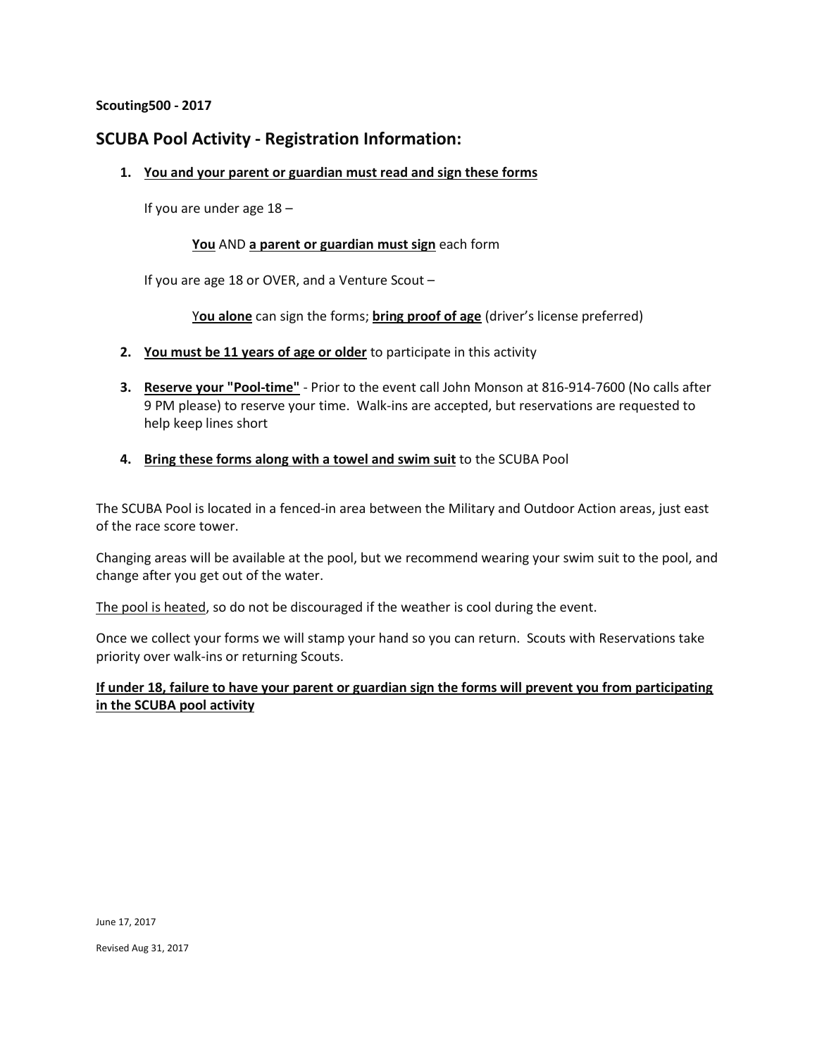**Scouting500 - 2017**

## SCUBA Pool Activity - Registration Information:

1. **You and your parent or guardian must read and sign these forms**

   If you are under age 18 –

   **You** AND **a parent or guardian must sign** each form

   If you are age 18 or OVER, and a Venture Scout –

   **You alone** can sign the forms; **bring proof of age** (driver's license preferred)

2. **You must be 11 years of age or older** to participate in this activity

3. **Reserve your "Pool-time"** - Prior to the event call John Monson at 816-914-7600 (No calls after 9 PM please) to reserve your time. Walk-ins are accepted, but reservations are requested to help keep lines short

4. **Bring these forms along with a towel and swim suit** to the SCUBA Pool

The SCUBA Pool is located in a fenced-in area between the Military and Outdoor Action areas, just east of the race score tower.

Changing areas will be available at the pool, but we recommend wearing your swim suit to the pool, and change after you get out of the water.

The pool is heated, so do not be discouraged if the weather is cool during the event.

Once we collect your forms we will stamp your hand so you can return. Scouts with Reservations take priority over walk-ins or returning Scouts.

**If under 18, failure to have your parent or guardian sign the forms will prevent you from participating in the SCUBA pool activity**

June 17, 2017

Revised Aug 31, 2017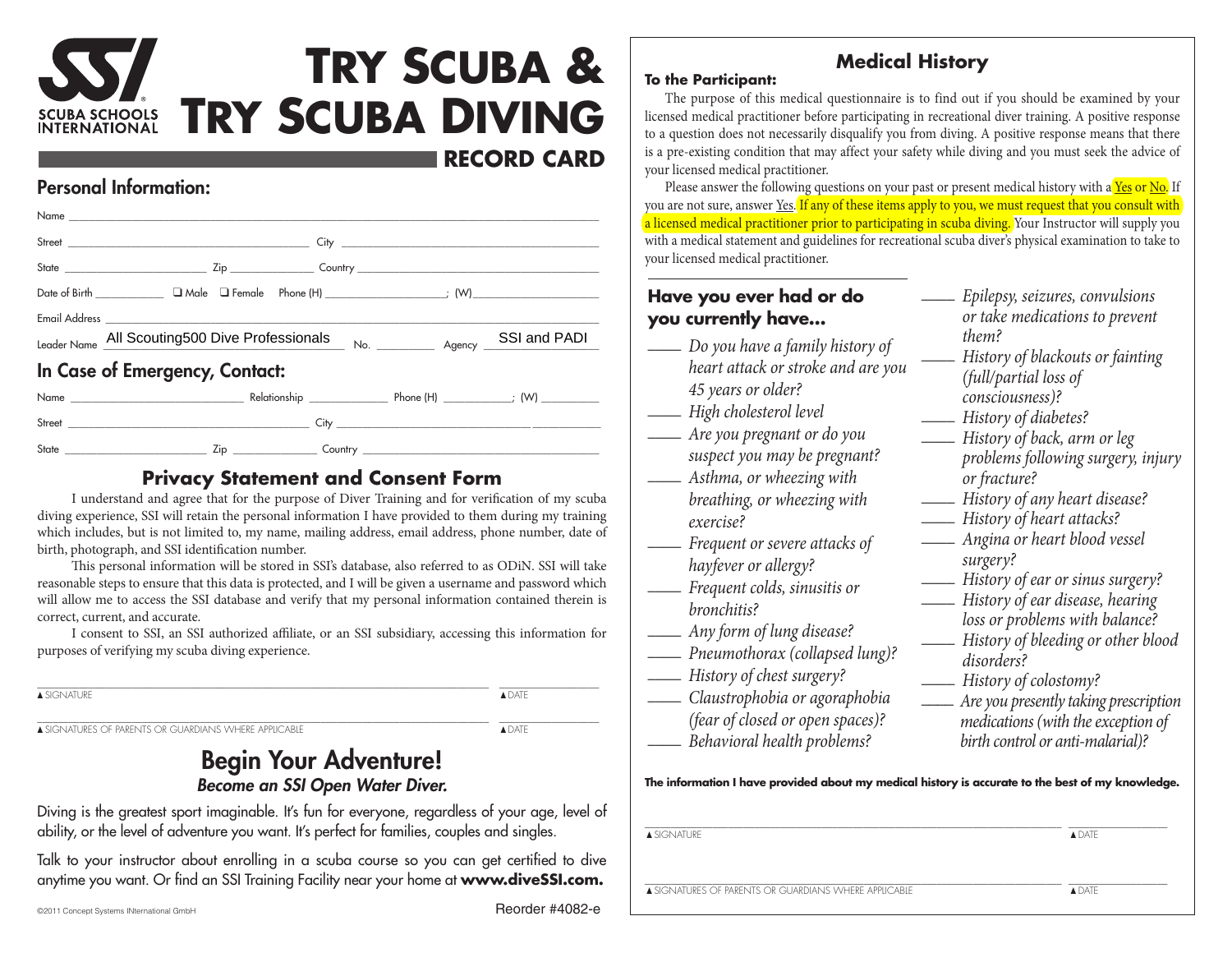# TRY SCUBA & TRY SCUBA DIVING

SCUBA SCHOOLS INTERNATIONAL

**RECORD CARD**

## Personal Information:

Name ____________________________________________

Street ______________________ City ______________________

State ____________ Zip ________ Country ______________________

Date of Birth __________ ❑ Male ❑ Female Phone (H) ______________; (W) ______________

Email Address ____________________________________________

Leader Name All Scouting500 Dive Professionals No. ________ Agency SSI and PADI

## In Case of Emergency, Contact:

Name ______________________ Relationship __________ Phone (H) __________; (W) __________

Street ______________________ City ______________________

State ____________ Zip ________ Country ______________________

### Privacy Statement and Consent Form

I understand and agree that for the purpose of Diver Training and for verification of my scuba diving experience, SSI will retain the personal information I have provided to them during my training which includes, but is not limited to, my name, mailing address, email address, phone number, date of birth, photograph, and SSI identification number.

This personal information will be stored in SSI's database, also referred to as ODiN. SSI will take reasonable steps to ensure that this data is protected, and I will be given a username and password which will allow me to access the SSI database and verify that my personal information contained therein is correct, current, and accurate.

I consent to SSI, an SSI authorized affiliate, or an SSI subsidiary, accessing this information for purposes of verifying my scuba diving experience.

▲SIGNATURE ▲DATE

▲SIGNATURES OF PARENTS OR GUARDIANS WHERE APPLICABLE ▲DATE

## Begin Your Adventure!

***Become an SSI Open Water Diver.***

Diving is the greatest sport imaginable. It's fun for everyone, regardless of your age, level of ability, or the level of adventure you want. It's perfect for families, couples and singles.

Talk to your instructor about enrolling in a scuba course so you can get certified to dive anytime you want. Or find an SSI Training Facility near your home at **www.diveSSI.com.**

©2011 Concept Systems INternational GmbH

Reorder #4082-e

## Medical History

**To the Participant:**

The purpose of this medical questionnaire is to find out if you should be examined by your licensed medical practitioner before participating in recreational diver training. A positive response to a question does not necessarily disqualify you from diving. A positive response means that there is a pre-existing condition that may affect your safety while diving and you must seek the advice of your licensed medical practitioner.

Please answer the following questions on your past or present medical history with a Yes or No. If you are not sure, answer Yes. If any of these items apply to you, we must request that you consult with a licensed medical practitioner prior to participating in scuba diving. Your Instructor will supply you with a medical statement and guidelines for recreational scuba diver's physical examination to take to your licensed medical practitioner.

### Have you ever had or do you currently have…

____ *Do you have a family history of heart attack or stroke and are you 45 years or older?*
____ *High cholesterol level*
____ *Are you pregnant or do you suspect you may be pregnant?*
____ *Asthma, or wheezing with breathing, or wheezing with exercise?*
____ *Frequent or severe attacks of hayfever or allergy?*
____ *Frequent colds, sinusitis or bronchitis?*
____ *Any form of lung disease?*
____ *Pneumothorax (collapsed lung)?*
____ *History of chest surgery?*
____ *Claustrophobia or agoraphobia (fear of closed or open spaces)?*
____ *Behavioral health problems?*
____ *Epilepsy, seizures, convulsions or take medications to prevent them?*
____ *History of blackouts or fainting (full/partial loss of consciousness)?*
____ *History of diabetes?*
____ *History of back, arm or leg problems following surgery, injury or fracture?*
____ *History of any heart disease?*
____ *History of heart attacks?*
____ *Angina or heart blood vessel surgery?*
____ *History of ear or sinus surgery?*
____ *History of ear disease, hearing loss or problems with balance?*
____ *History of bleeding or other blood disorders?*
____ *History of colostomy?*
____ *Are you presently taking prescription medications (with the exception of birth control or anti-malarial)?*

**The information I have provided about my medical history is accurate to the best of my knowledge.**

▲SIGNATURE ▲DATE

▲SIGNATURES OF PARENTS OR GUARDIANS WHERE APPLICABLE ▲DATE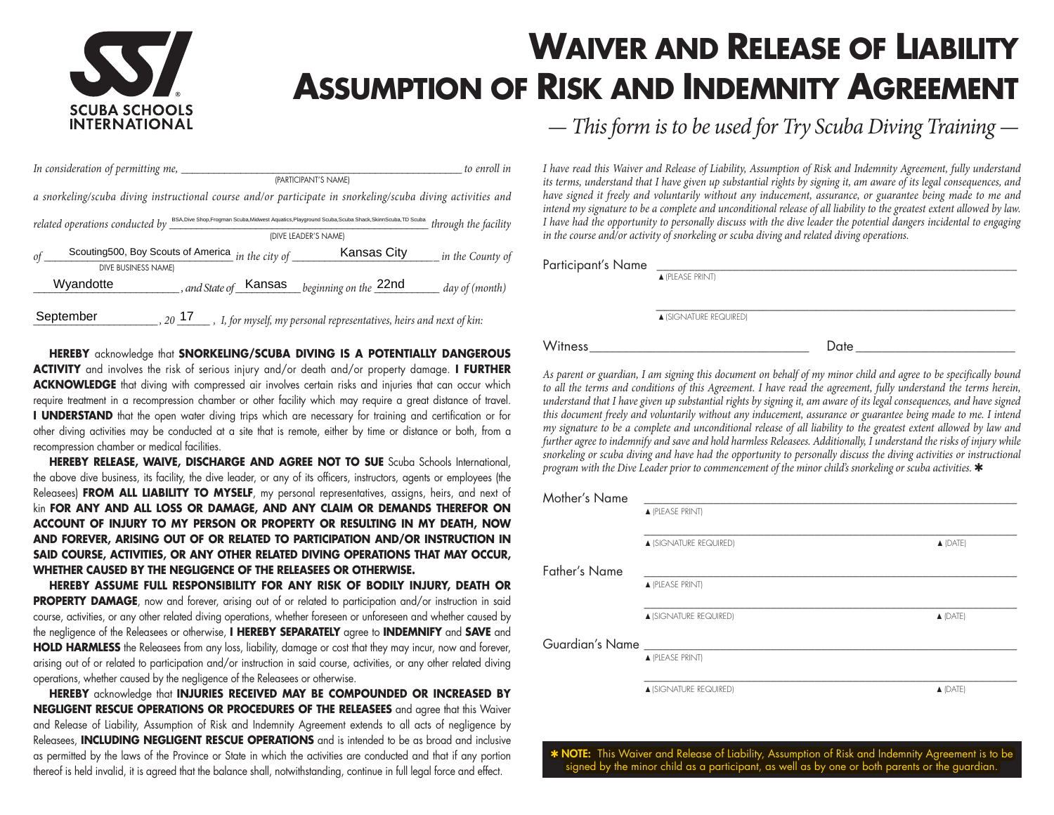SCUBA SCHOOLS INTERNATIONAL

# WAIVER AND RELEASE OF LIABILITY ASSUMPTION OF RISK AND INDEMNITY AGREEMENT

*— This form is to be used for Try Scuba Diving Training —*

*In consideration of permitting me,* ____________________ *to enroll in*
(PARTICIPANT'S NAME)
*a snorkeling/scuba diving instructional course and/or participate in snorkeling/scuba diving activities and related diving operations conducted by* BSA,Dive Shop,Frogman Scuba,Midwest Aquatics,Playground Scuba,Scuba Shack,SkinnScuba,TD Scuba *through the facility*
(DIVE LEADER'S NAME)
*of* Scouting500, Boy Scouts of America *in the city of* Kansas City *in the County of*
DIVE BUSINESS NAME)
Wyandotte *, and State of* Kansas *beginning on the* 22nd *day of (month)*

September *, 20* 17 *, I, for myself, my personal representatives, heirs and next of kin:*

**HEREBY** acknowledge that **SNORKELING/SCUBA DIVING IS A POTENTIALLY DANGEROUS ACTIVITY** and involves the risk of serious injury and/or death and/or property damage. **I FURTHER ACKNOWLEDGE** that diving with compressed air involves certain risks and injuries that can occur which require treatment in a recompression chamber or other facility which may require a great distance of travel. **I UNDERSTAND** that the open water diving trips which are necessary for training and certification or for other diving activities may be conducted at a site that is remote, either by time or distance or both, from a recompression chamber or medical facilities.

**HEREBY RELEASE, WAIVE, DISCHARGE AND AGREE NOT TO SUE** Scuba Schools International, the above dive business, its facility, the dive leader, or any of its officers, instructors, agents or employees (the Releasees) **FROM ALL LIABILITY TO MYSELF**, my personal representatives, assigns, heirs, and next of kin **FOR ANY AND ALL LOSS OR DAMAGE, AND ANY CLAIM OR DEMANDS THEREFOR ON ACCOUNT OF INJURY TO MY PERSON OR PROPERTY OR RESULTING IN MY DEATH, NOW AND FOREVER, ARISING OUT OF OR RELATED TO PARTICIPATION AND/OR INSTRUCTION IN SAID COURSE, ACTIVITIES, OR ANY OTHER RELATED DIVING OPERATIONS THAT MAY OCCUR, WHETHER CAUSED BY THE NEGLIGENCE OF THE RELEASEES OR OTHERWISE.**

**HEREBY ASSUME FULL RESPONSIBILITY FOR ANY RISK OF BODILY INJURY, DEATH OR PROPERTY DAMAGE**, now and forever, arising out of or related to participation and/or instruction in said course, activities, or any other related diving operations, whether foreseen or unforeseen and whether caused by the negligence of the Releasees or otherwise, **I HEREBY SEPARATELY** agree to **INDEMNIFY** and **SAVE** and **HOLD HARMLESS** the Releasees from any loss, liability, damage or cost that they may incur, now and forever, arising out of or related to participation and/or instruction in said course, activities, or any other related diving operations, whether caused by the negligence of the Releasees or otherwise.

**HEREBY** acknowledge that **INJURIES RECEIVED MAY BE COMPOUNDED OR INCREASED BY NEGLIGENT RESCUE OPERATIONS OR PROCEDURES OF THE RELEASEES** and agree that this Waiver and Release of Liability, Assumption of Risk and Indemnity Agreement extends to all acts of negligence by Releasees, **INCLUDING NEGLIGENT RESCUE OPERATIONS** and is intended to be as broad and inclusive as permitted by the laws of the Province or State in which the activities are conducted and that if any portion thereof is held invalid, it is agreed that the balance shall, notwithstanding, continue in full legal force and effect.

*I have read this Waiver and Release of Liability, Assumption of Risk and Indemnity Agreement, fully understand its terms, understand that I have given up substantial rights by signing it, am aware of its legal consequences, and have signed it freely and voluntarily without any inducement, assurance, or guarantee being made to me and intend my signature to be a complete and unconditional release of all liability to the greatest extent allowed by law. I have had the opportunity to personally discuss with the dive leader the potential dangers incidental to engaging in the course and/or activity of snorkeling or scuba diving and related diving operations.*

Participant's Name ____________________
▲ (PLEASE PRINT)

____________________
▲ (SIGNATURE REQUIRED)

Witness ____________________ Date ____________________

*As parent or guardian, I am signing this document on behalf of my minor child and agree to be specifically bound to all the terms and conditions of this Agreement. I have read the agreement, fully understand the terms herein, understand that I have given up substantial rights by signing it, am aware of its legal consequences, and have signed this document freely and voluntarily without any inducement, assurance or guarantee being made to me. I intend my signature to be a complete and unconditional release of all liability to the greatest extent allowed by law and further agree to indemnify and save and hold harmless Releasees. Additionally, I understand the risks of injury while snorkeling or scuba diving and have had the opportunity to personally discuss the diving activities or instructional program with the Dive Leader prior to commencement of the minor child's snorkeling or scuba activities.* ✱

Mother's Name ____________________
▲ (PLEASE PRINT)

____________________
▲ (SIGNATURE REQUIRED) ▲ (DATE)

Father's Name ____________________
▲ (PLEASE PRINT)

____________________
▲ (SIGNATURE REQUIRED) ▲ (DATE)

Guardian's Name ____________________
▲ (PLEASE PRINT)

____________________
▲ (SIGNATURE REQUIRED) ▲ (DATE)

✱ **NOTE:** This Waiver and Release of Liability, Assumption of Risk and Indemnity Agreement is to be signed by the minor child as a participant, as well as by one or both parents or the guardian.